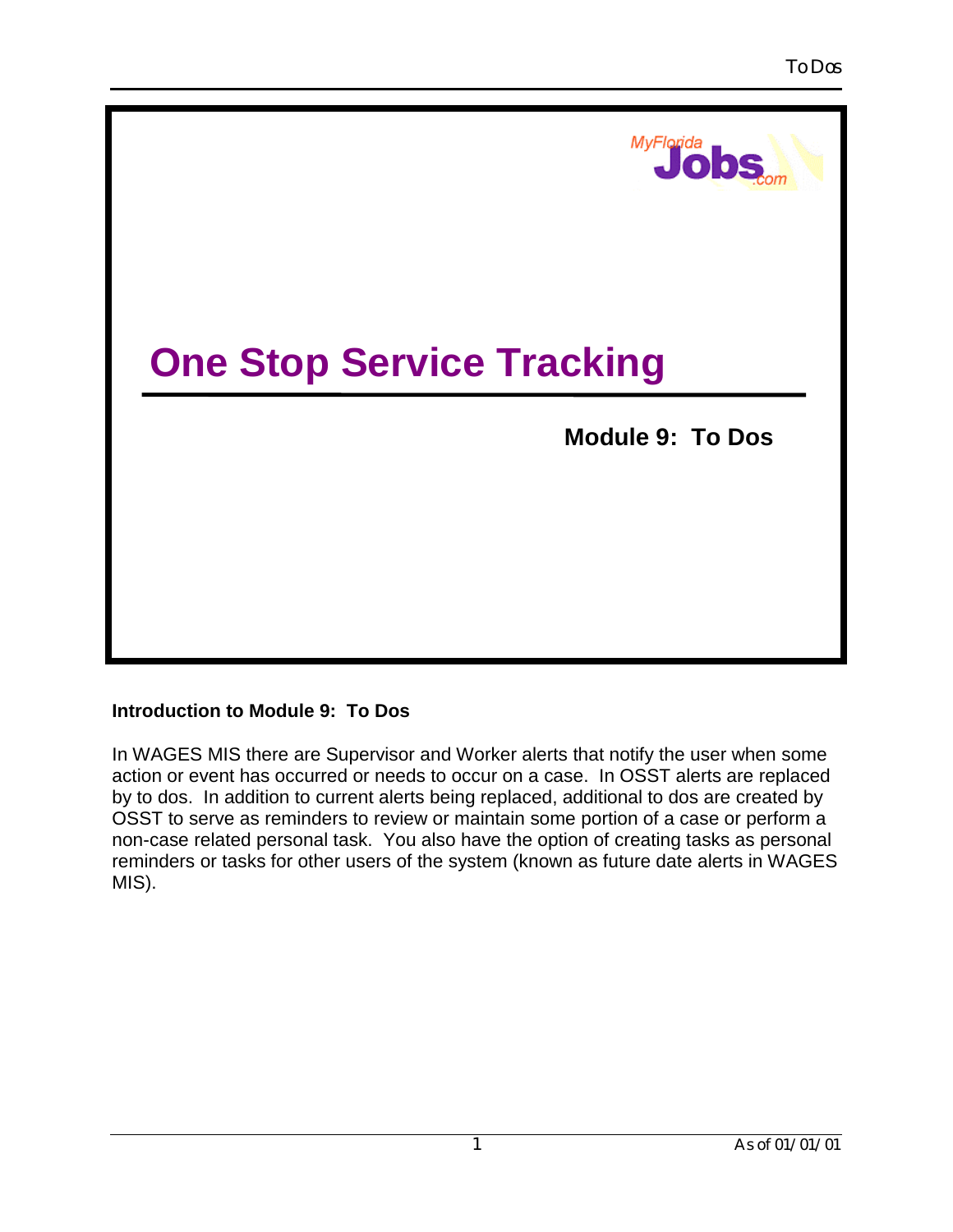MyFlorida Jobs.com

# One Stop Service Tracking

## Module 9: To Dos

### Introduction to Module 9: To Dos

In WAGES MIS there are Supervisor and Worker alerts that notify the user when some action or event has occurred or needs to occur on a case. In OSST alerts are replaced by to dos. In addition to current alerts being replaced, additional to dos are created by OSST to serve as reminders to review or maintain some portion of a case or perform a non-case related personal task. You also have the option of creating tasks as personal reminders or tasks for other users of the system (known as future date alerts in WAGES MIS).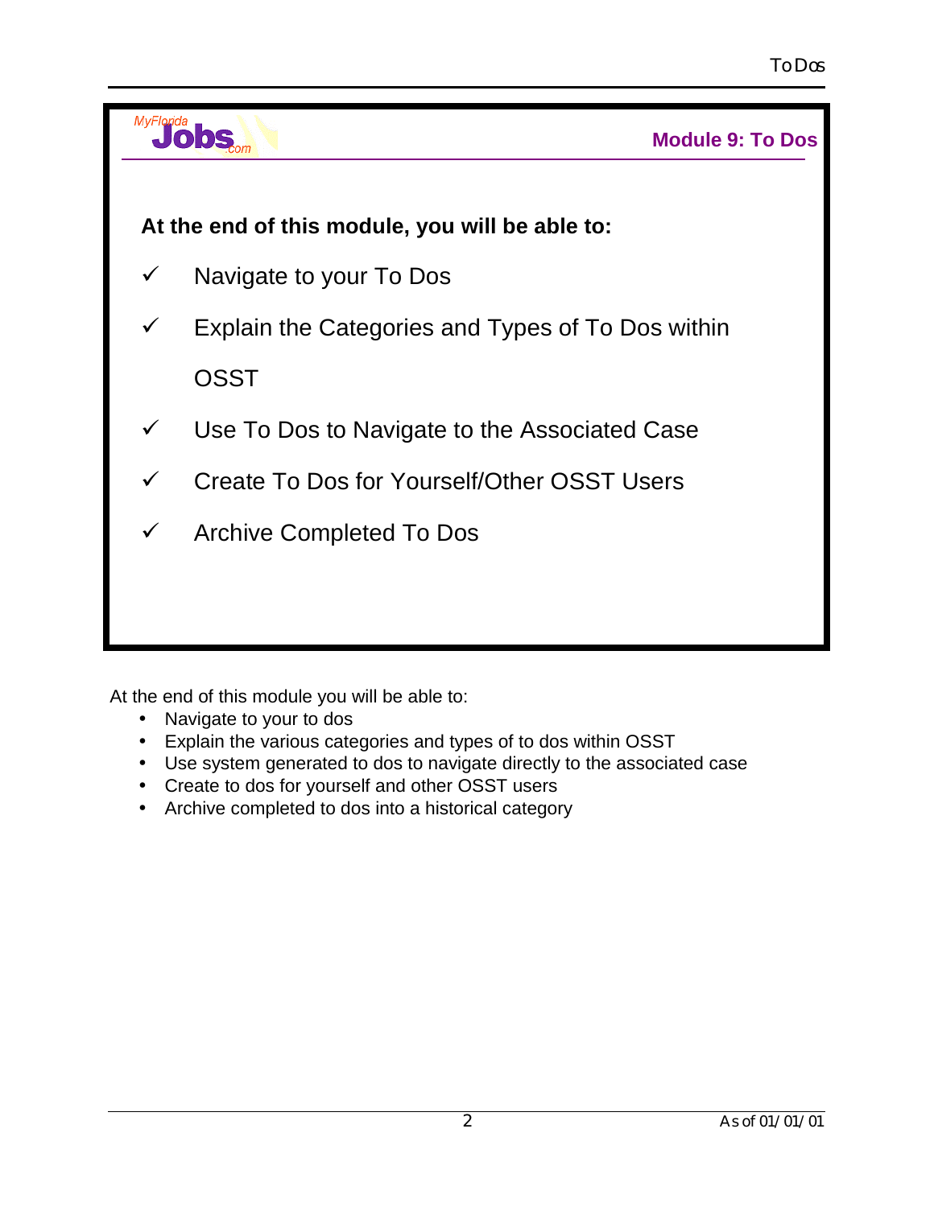## Module 9: To Dos

**At the end of this module, you will be able to:**

- ✓ Navigate to your To Dos
- ✓ Explain the Categories and Types of To Dos within OSST
- ✓ Use To Dos to Navigate to the Associated Case
- ✓ Create To Dos for Yourself/Other OSST Users
- ✓ Archive Completed To Dos

At the end of this module you will be able to:

- Navigate to your to dos
- Explain the various categories and types of to dos within OSST
- Use system generated to dos to navigate directly to the associated case
- Create to dos for yourself and other OSST users
- Archive completed to dos into a historical category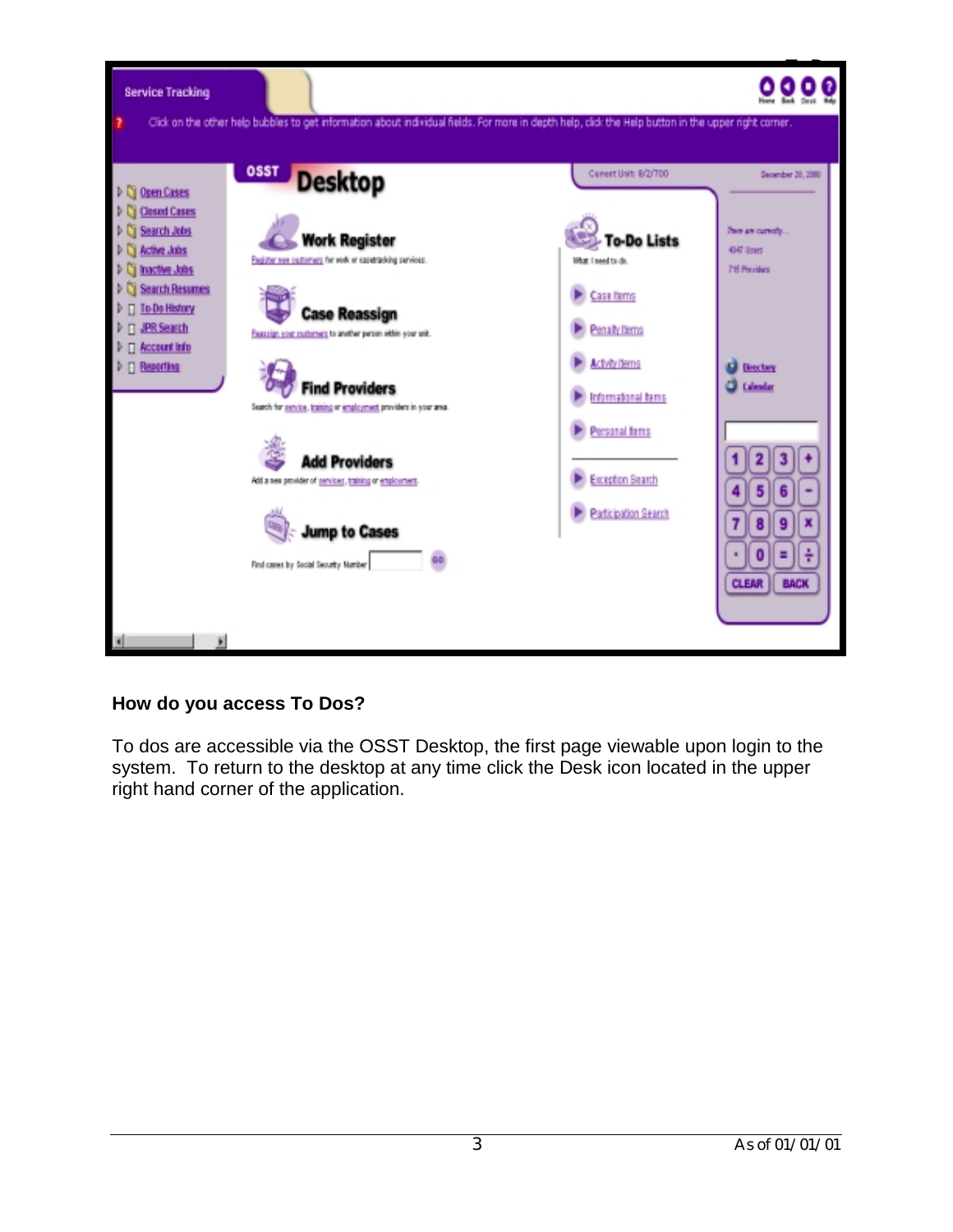## How do you access To Dos?

To dos are accessible via the OSST Desktop, the first page viewable upon login to the system. To return to the desktop at any time click the Desk icon located in the upper right hand corner of the application.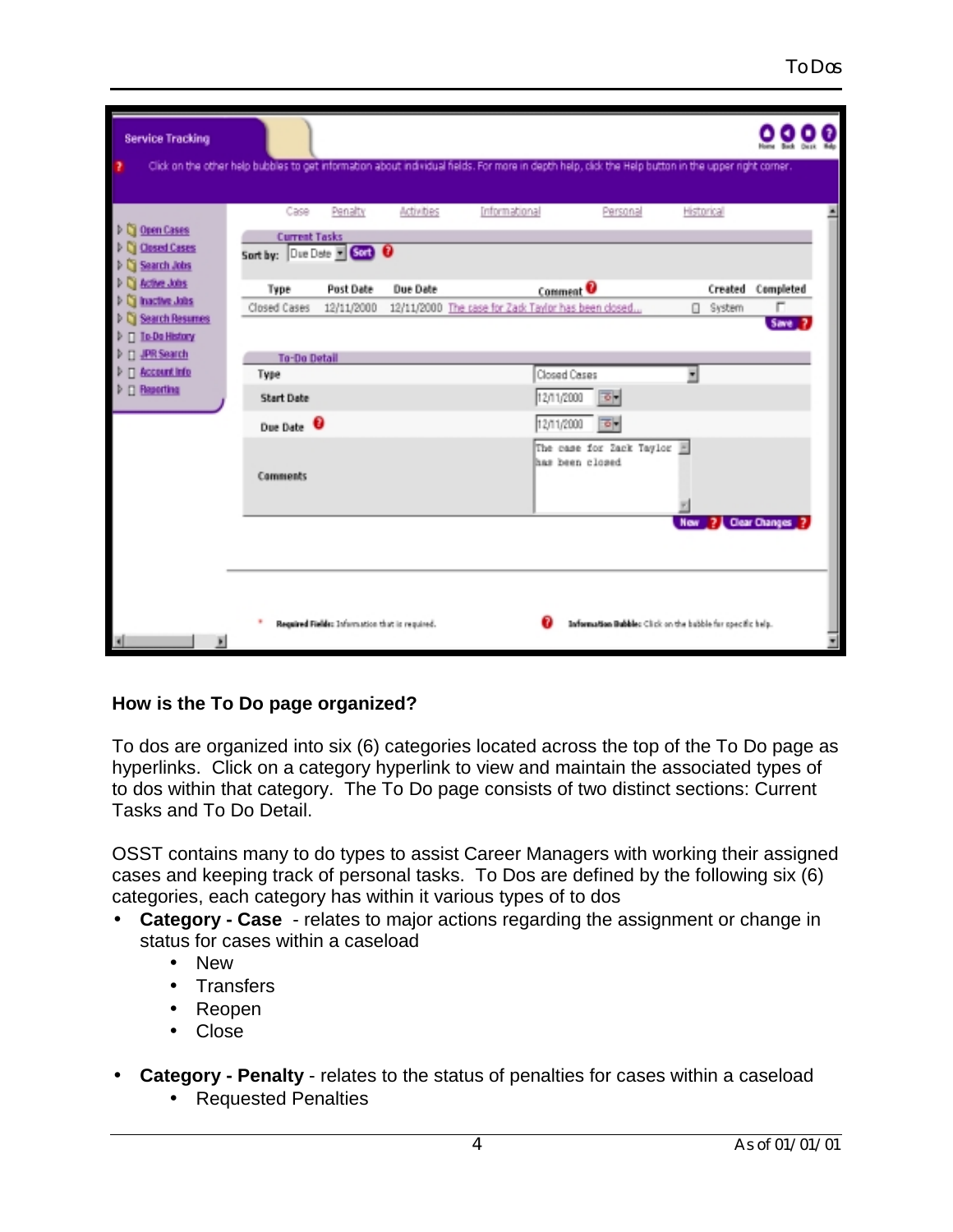### How is the To Do page organized?

To dos are organized into six (6) categories located across the top of the To Do page as hyperlinks. Click on a category hyperlink to view and maintain the associated types of to dos within that category. The To Do page consists of two distinct sections: Current Tasks and To Do Detail.

OSST contains many to do types to assist Career Managers with working their assigned cases and keeping track of personal tasks. To Dos are defined by the following six (6) categories, each category has within it various types of to dos

- **Category - Case** - relates to major actions regarding the assignment or change in status for cases within a caseload
  - New
  - Transfers
  - Reopen
  - Close
- **Category - Penalty** - relates to the status of penalties for cases within a caseload
  - Requested Penalties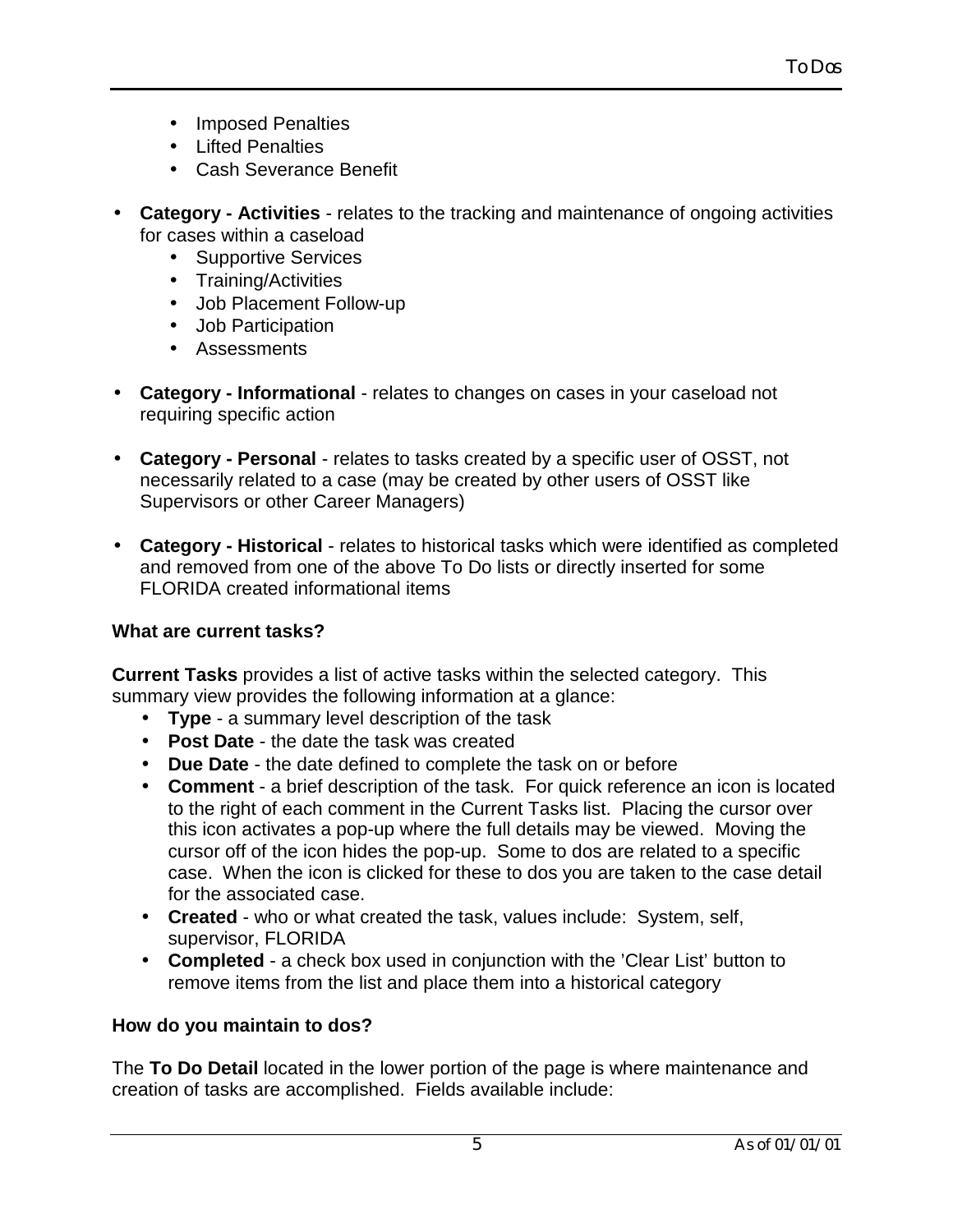- Imposed Penalties
- Lifted Penalties
- Cash Severance Benefit

- **Category - Activities** - relates to the tracking and maintenance of ongoing activities for cases within a caseload
  - Supportive Services
  - Training/Activities
  - Job Placement Follow-up
  - Job Participation
  - Assessments

- **Category - Informational** - relates to changes on cases in your caseload not requiring specific action

- **Category - Personal** - relates to tasks created by a specific user of OSST, not necessarily related to a case (may be created by other users of OSST like Supervisors or other Career Managers)

- **Category - Historical** - relates to historical tasks which were identified as completed and removed from one of the above To Do lists or directly inserted for some FLORIDA created informational items

**What are current tasks?**

**Current Tasks** provides a list of active tasks within the selected category. This summary view provides the following information at a glance:

- **Type** - a summary level description of the task
- **Post Date** - the date the task was created
- **Due Date** - the date defined to complete the task on or before
- **Comment** - a brief description of the task. For quick reference an icon is located to the right of each comment in the Current Tasks list. Placing the cursor over this icon activates a pop-up where the full details may be viewed. Moving the cursor off of the icon hides the pop-up. Some to dos are related to a specific case. When the icon is clicked for these to dos you are taken to the case detail for the associated case.
- **Created** - who or what created the task, values include: System, self, supervisor, FLORIDA
- **Completed** - a check box used in conjunction with the 'Clear List' button to remove items from the list and place them into a historical category

**How do you maintain to dos?**

The **To Do Detail** located in the lower portion of the page is where maintenance and creation of tasks are accomplished. Fields available include: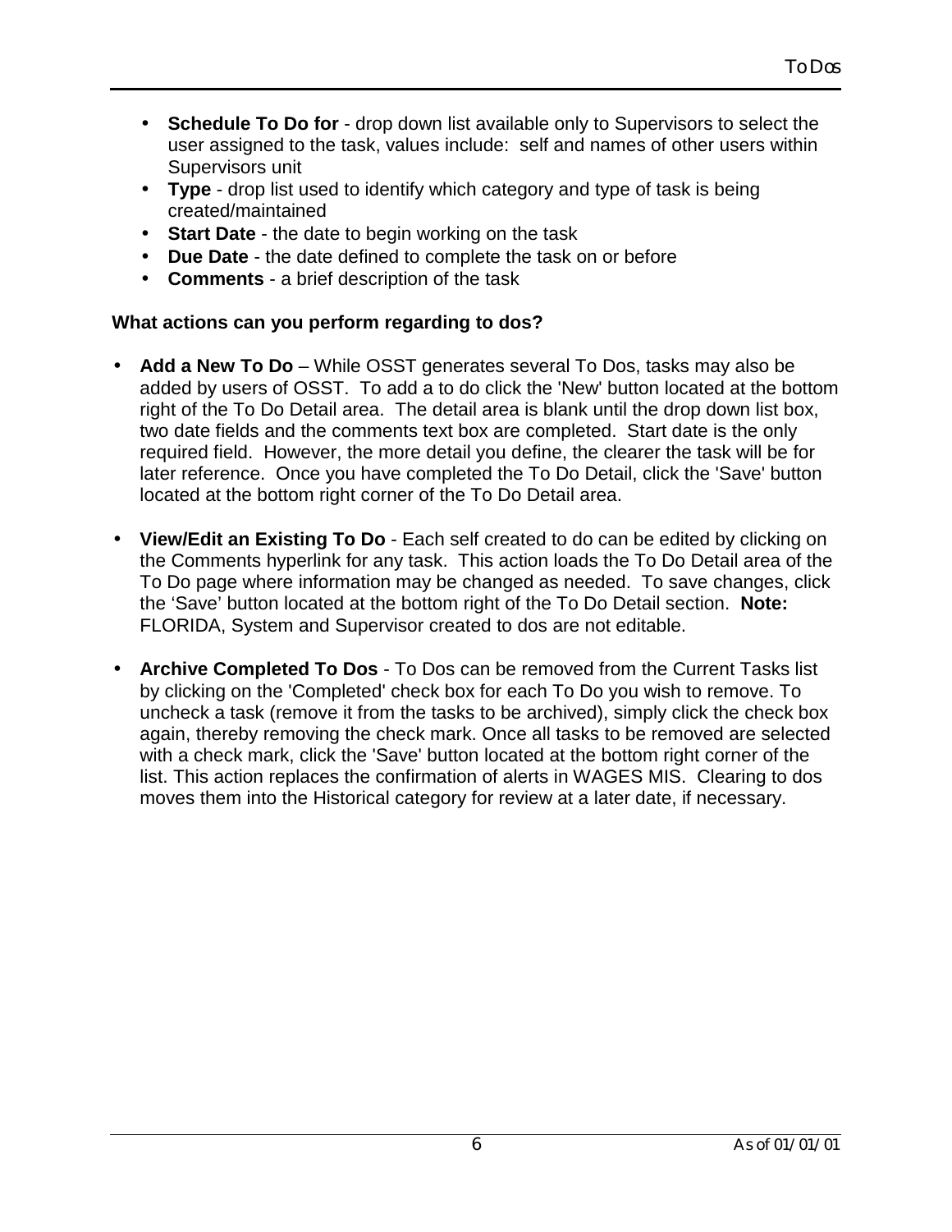- **Schedule To Do for** - drop down list available only to Supervisors to select the user assigned to the task, values include: self and names of other users within Supervisors unit
- **Type** - drop list used to identify which category and type of task is being created/maintained
- **Start Date** - the date to begin working on the task
- **Due Date** - the date defined to complete the task on or before
- **Comments** - a brief description of the task

**What actions can you perform regarding to dos?**

- **Add a New To Do** – While OSST generates several To Dos, tasks may also be added by users of OSST. To add a to do click the 'New' button located at the bottom right of the To Do Detail area. The detail area is blank until the drop down list box, two date fields and the comments text box are completed. Start date is the only required field. However, the more detail you define, the clearer the task will be for later reference. Once you have completed the To Do Detail, click the 'Save' button located at the bottom right corner of the To Do Detail area.

- **View/Edit an Existing To Do** - Each self created to do can be edited by clicking on the Comments hyperlink for any task. This action loads the To Do Detail area of the To Do page where information may be changed as needed. To save changes, click the 'Save' button located at the bottom right of the To Do Detail section. **Note:** FLORIDA, System and Supervisor created to dos are not editable.

- **Archive Completed To Dos** - To Dos can be removed from the Current Tasks list by clicking on the 'Completed' check box for each To Do you wish to remove. To uncheck a task (remove it from the tasks to be archived), simply click the check box again, thereby removing the check mark. Once all tasks to be removed are selected with a check mark, click the 'Save' button located at the bottom right corner of the list. This action replaces the confirmation of alerts in WAGES MIS. Clearing to dos moves them into the Historical category for review at a later date, if necessary.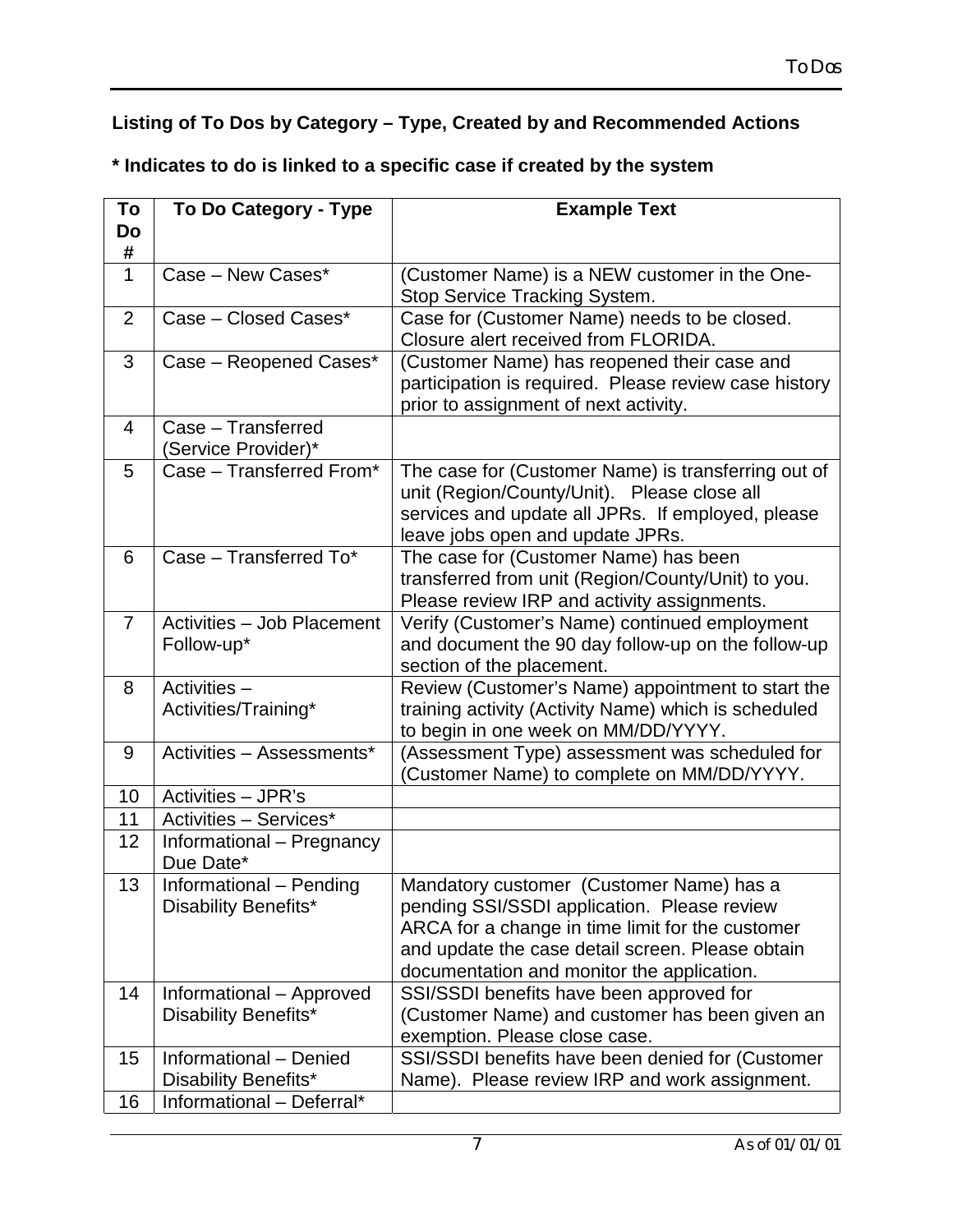**Listing of To Dos by Category – Type, Created by and Recommended Actions**

**\* Indicates to do is linked to a specific case if created by the system**

| To Do # | To Do Category - Type | Example Text |
|---|---|---|
| 1 | Case – New Cases* | (Customer Name) is a NEW customer in the One-Stop Service Tracking System. |
| 2 | Case – Closed Cases* | Case for (Customer Name) needs to be closed. Closure alert received from FLORIDA. |
| 3 | Case – Reopened Cases* | (Customer Name) has reopened their case and participation is required. Please review case history prior to assignment of next activity. |
| 4 | Case – Transferred (Service Provider)* | |
| 5 | Case – Transferred From* | The case for (Customer Name) is transferring out of unit (Region/County/Unit). Please close all services and update all JPRs. If employed, please leave jobs open and update JPRs. |
| 6 | Case – Transferred To* | The case for (Customer Name) has been transferred from unit (Region/County/Unit) to you. Please review IRP and activity assignments. |
| 7 | Activities – Job Placement Follow-up* | Verify (Customer's Name) continued employment and document the 90 day follow-up on the follow-up section of the placement. |
| 8 | Activities – Activities/Training* | Review (Customer's Name) appointment to start the training activity (Activity Name) which is scheduled to begin in one week on MM/DD/YYYY. |
| 9 | Activities – Assessments* | (Assessment Type) assessment was scheduled for (Customer Name) to complete on MM/DD/YYYY. |
| 10 | Activities – JPR's | |
| 11 | Activities – Services* | |
| 12 | Informational – Pregnancy Due Date* | |
| 13 | Informational – Pending Disability Benefits* | Mandatory customer (Customer Name) has a pending SSI/SSDI application. Please review ARCA for a change in time limit for the customer and update the case detail screen. Please obtain documentation and monitor the application. |
| 14 | Informational – Approved Disability Benefits* | SSI/SSDI benefits have been approved for (Customer Name) and customer has been given an exemption. Please close case. |
| 15 | Informational – Denied Disability Benefits* | SSI/SSDI benefits have been denied for (Customer Name). Please review IRP and work assignment. |
| 16 | Informational – Deferral* | |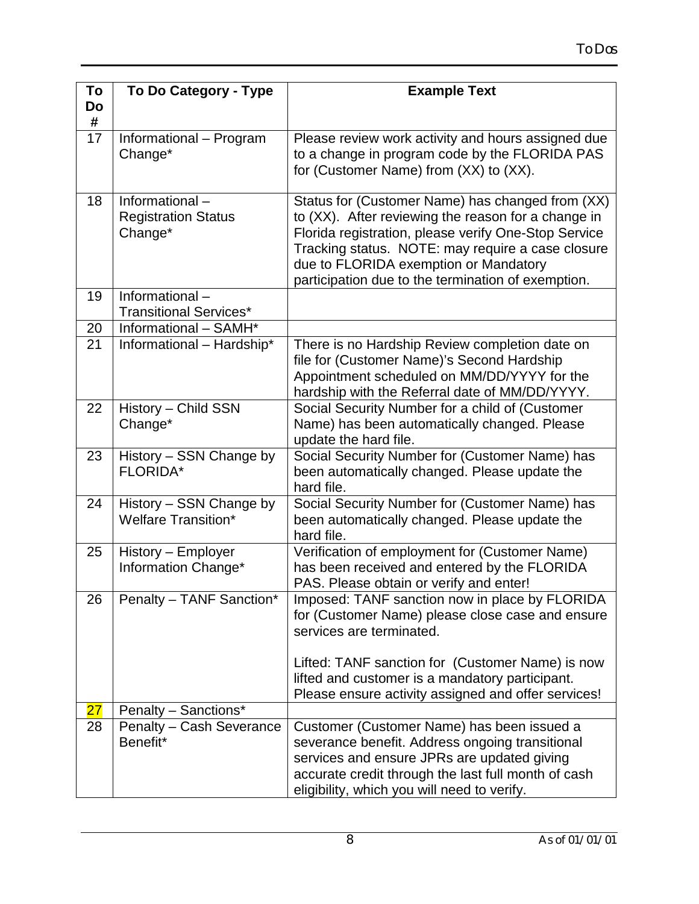| To Do # | To Do Category - Type | Example Text |
|---|---|---|
| 17 | Informational – Program Change* | Please review work activity and hours assigned due to a change in program code by the FLORIDA PAS for (Customer Name) from (XX) to (XX). |
| 18 | Informational – Registration Status Change* | Status for (Customer Name) has changed from (XX) to (XX). After reviewing the reason for a change in Florida registration, please verify One-Stop Service Tracking status. NOTE: may require a case closure due to FLORIDA exemption or Mandatory participation due to the termination of exemption. |
| 19 | Informational – Transitional Services* | |
| 20 | Informational – SAMH* | |
| 21 | Informational – Hardship* | There is no Hardship Review completion date on file for (Customer Name)'s Second Hardship Appointment scheduled on MM/DD/YYYY for the hardship with the Referral date of MM/DD/YYYY. |
| 22 | History – Child SSN Change* | Social Security Number for a child of (Customer Name) has been automatically changed. Please update the hard file. |
| 23 | History – SSN Change by FLORIDA* | Social Security Number for (Customer Name) has been automatically changed. Please update the hard file. |
| 24 | History – SSN Change by Welfare Transition* | Social Security Number for (Customer Name) has been automatically changed. Please update the hard file. |
| 25 | History – Employer Information Change* | Verification of employment for (Customer Name) has been received and entered by the FLORIDA PAS. Please obtain or verify and enter! |
| 26 | Penalty – TANF Sanction* | Imposed: TANF sanction now in place by FLORIDA for (Customer Name) please close case and ensure services are terminated.<br><br>Lifted: TANF sanction for (Customer Name) is now lifted and customer is a mandatory participant. Please ensure activity assigned and offer services! |
| 27 | Penalty – Sanctions* | |
| 28 | Penalty – Cash Severance Benefit* | Customer (Customer Name) has been issued a severance benefit. Address ongoing transitional services and ensure JPRs are updated giving accurate credit through the last full month of cash eligibility, which you will need to verify. |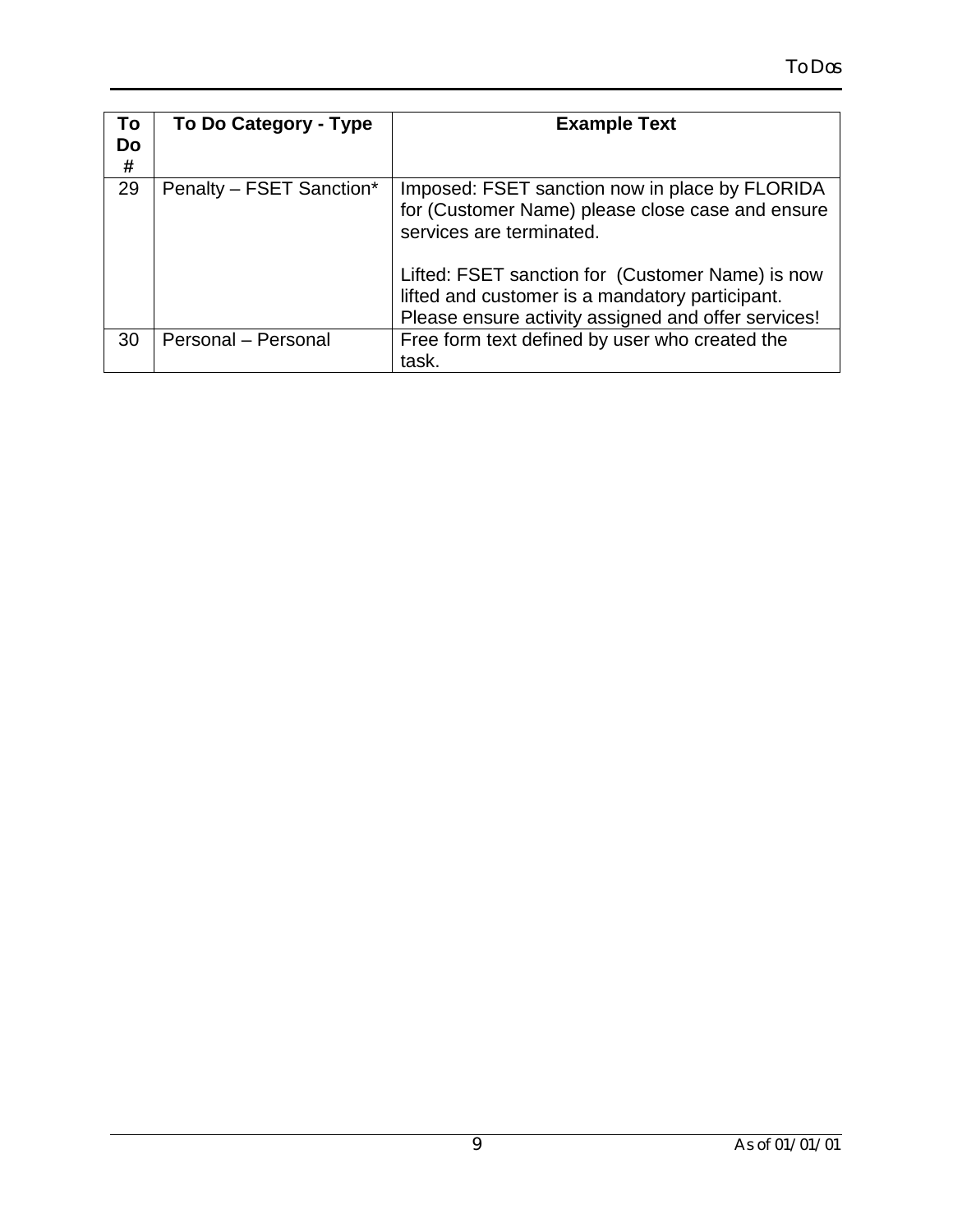| To Do # | To Do Category - Type | Example Text |
|---|---|---|
| 29 | Penalty – FSET Sanction* | Imposed: FSET sanction now in place by FLORIDA for (Customer Name) please close case and ensure services are terminated.<br><br>Lifted: FSET sanction for (Customer Name) is now lifted and customer is a mandatory participant. Please ensure activity assigned and offer services! |
| 30 | Personal – Personal | Free form text defined by user who created the task. |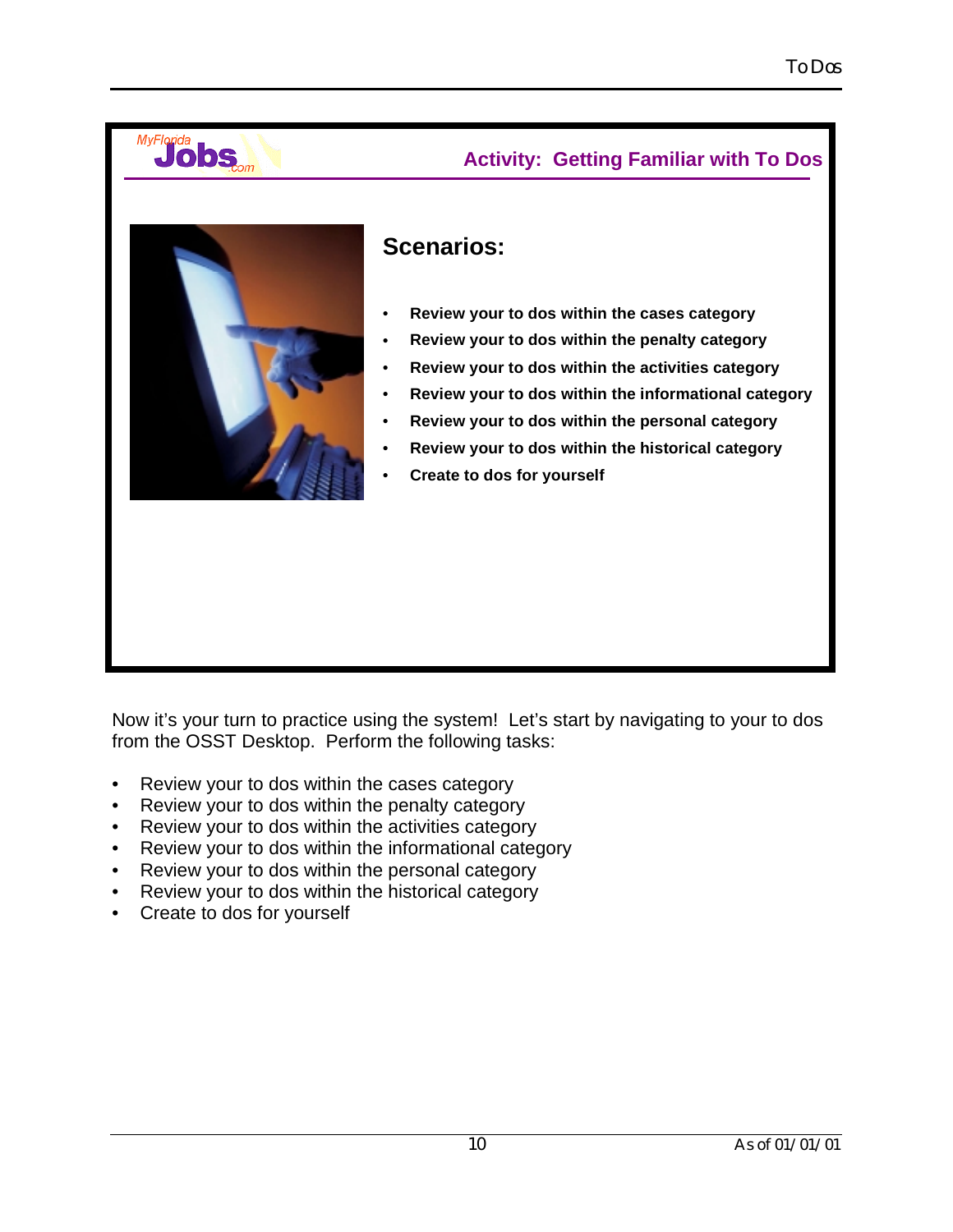## Activity: Getting Familiar with To Dos

### Scenarios:

- **Review your to dos within the cases category**
- **Review your to dos within the penalty category**
- **Review your to dos within the activities category**
- **Review your to dos within the informational category**
- **Review your to dos within the personal category**
- **Review your to dos within the historical category**
- **Create to dos for yourself**

Now it's your turn to practice using the system! Let's start by navigating to your to dos from the OSST Desktop. Perform the following tasks:

- Review your to dos within the cases category
- Review your to dos within the penalty category
- Review your to dos within the activities category
- Review your to dos within the informational category
- Review your to dos within the personal category
- Review your to dos within the historical category
- Create to dos for yourself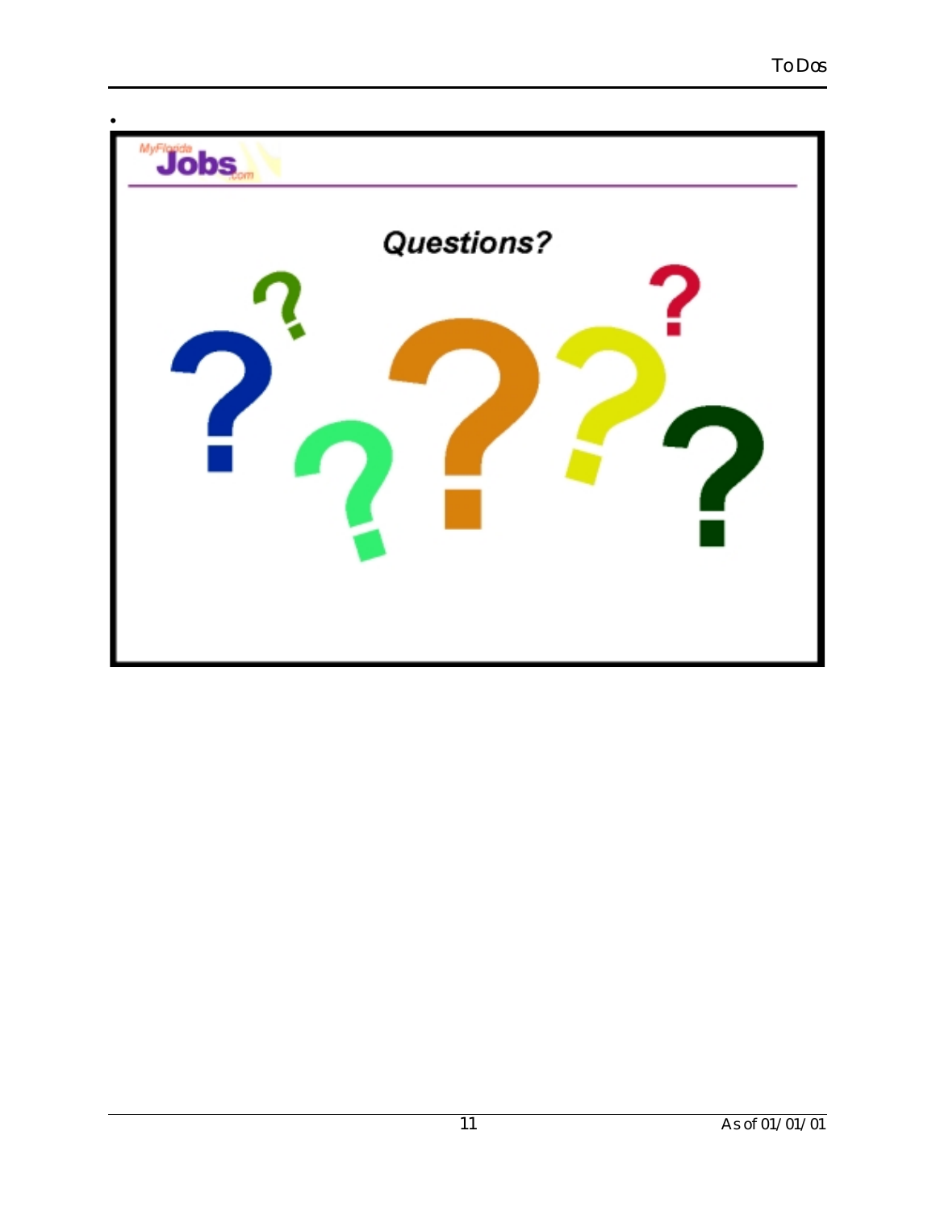Questions?